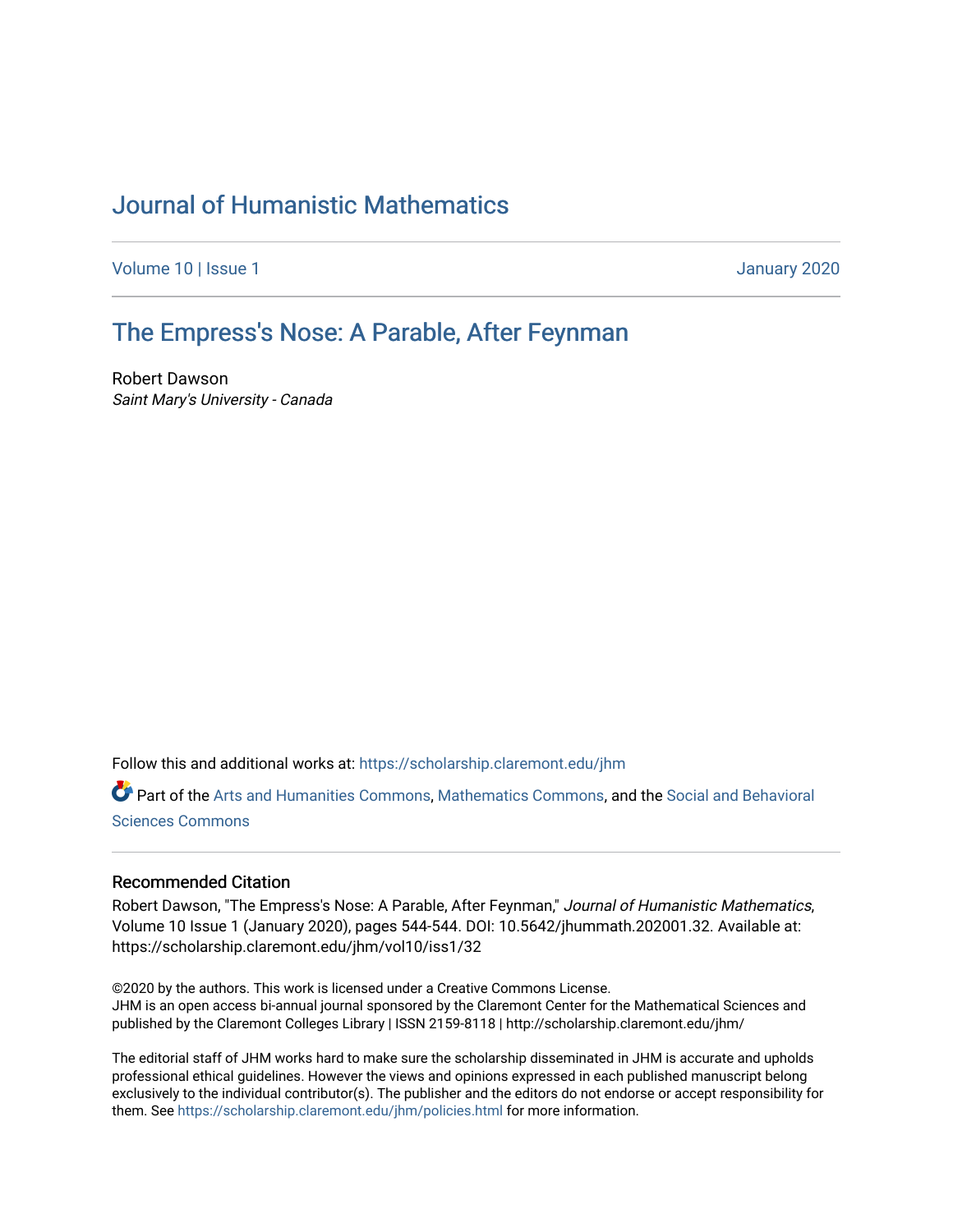# Journal of Humanistic Mathematics

Volume 10 | Issue 1 January 2020

## The Empress's Nose: A Parable, After Feynman

Robert Dawson
*Saint Mary's University - Canada*

Follow this and additional works at: https://scholarship.claremont.edu/jhm

Part of the Arts and Humanities Commons, Mathematics Commons, and the Social and Behavioral Sciences Commons

### Recommended Citation

Robert Dawson, "The Empress's Nose: A Parable, After Feynman," *Journal of Humanistic Mathematics*, Volume 10 Issue 1 (January 2020), pages 544-544. DOI: 10.5642/jhummath.202001.32. Available at: https://scholarship.claremont.edu/jhm/vol10/iss1/32

©2020 by the authors. This work is licensed under a Creative Commons License.
JHM is an open access bi-annual journal sponsored by the Claremont Center for the Mathematical Sciences and published by the Claremont Colleges Library | ISSN 2159-8118 | http://scholarship.claremont.edu/jhm/

The editorial staff of JHM works hard to make sure the scholarship disseminated in JHM is accurate and upholds professional ethical guidelines. However the views and opinions expressed in each published manuscript belong exclusively to the individual contributor(s). The publisher and the editors do not endorse or accept responsibility for them. See https://scholarship.claremont.edu/jhm/policies.html for more information.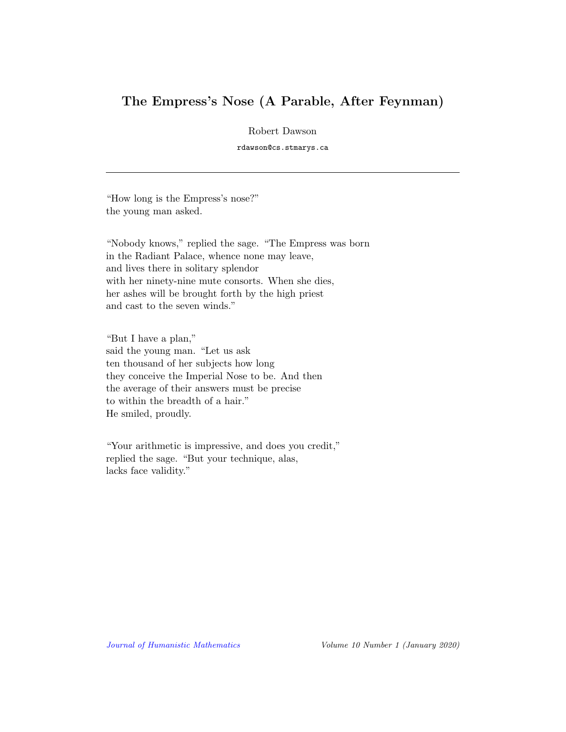# The Empress's Nose (A Parable, After Feynman)

Robert Dawson

rdawson@cs.stmarys.ca

---

"How long is the Empress's nose?"
the young man asked.

"Nobody knows," replied the sage. "The Empress was born
in the Radiant Palace, whence none may leave,
and lives there in solitary splendor
with her ninety-nine mute consorts. When she dies,
her ashes will be brought forth by the high priest
and cast to the seven winds."

"But I have a plan,"
said the young man. "Let us ask
ten thousand of her subjects how long
they conceive the Imperial Nose to be. And then
the average of their answers must be precise
to within the breadth of a hair."
He smiled, proudly.

"Your arithmetic is impressive, and does you credit,"
replied the sage. "But your technique, alas,
lacks face validity."